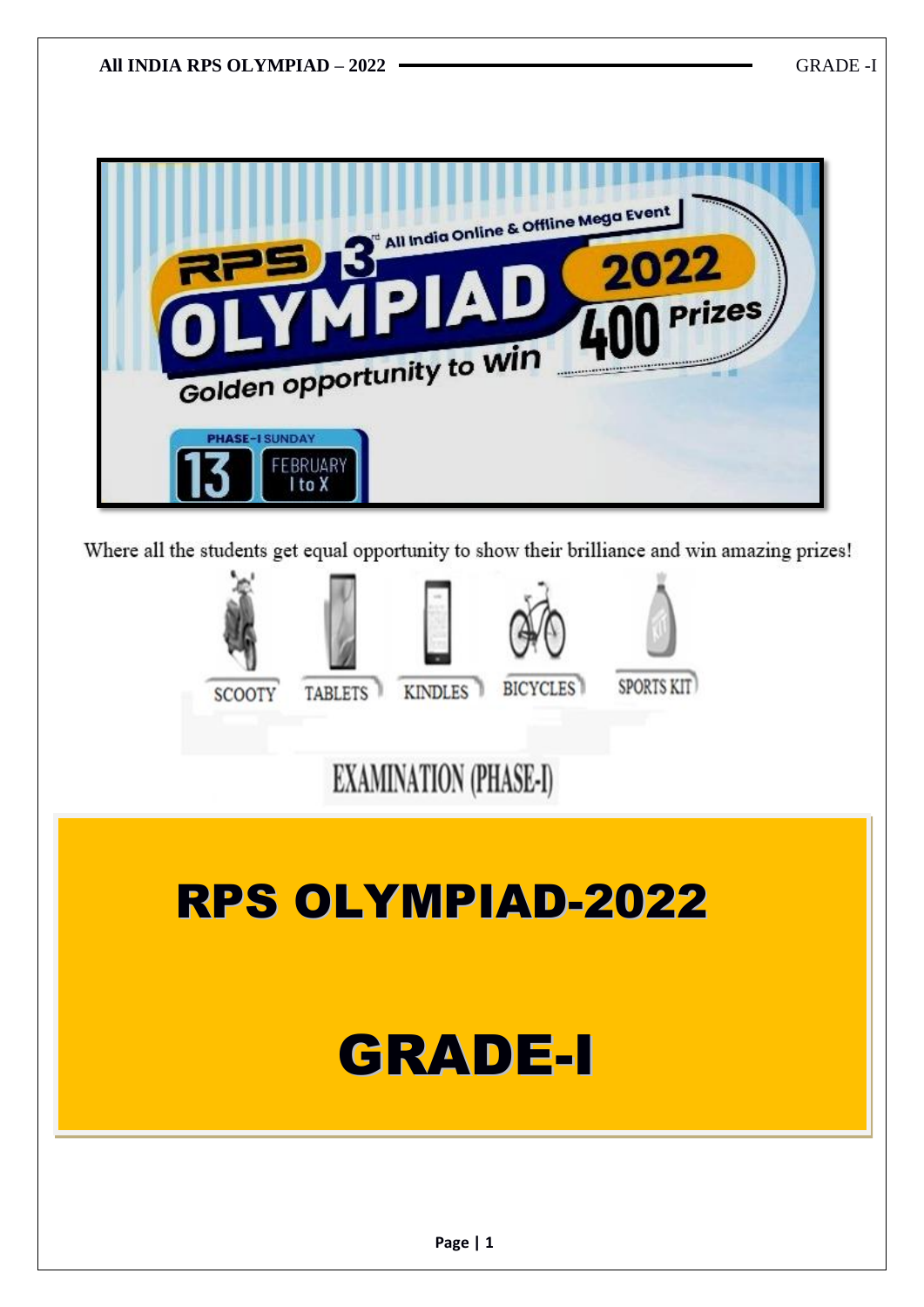RPS 3rd All India Online & Offline Mega Event

# OLYMPIAD 2022

400 Prizes

Golden opportunity to win

PHASE-I SUNDAY 13 FEBRUARY I to X

Where all the students get equal opportunity to show their brilliance and win amazing prizes!

SCOOTY | TABLETS | KINDLES | BICYCLES | SPORTS KIT

EXAMINATION (PHASE-I)

# RPS OLYMPIAD-2022

# GRADE-I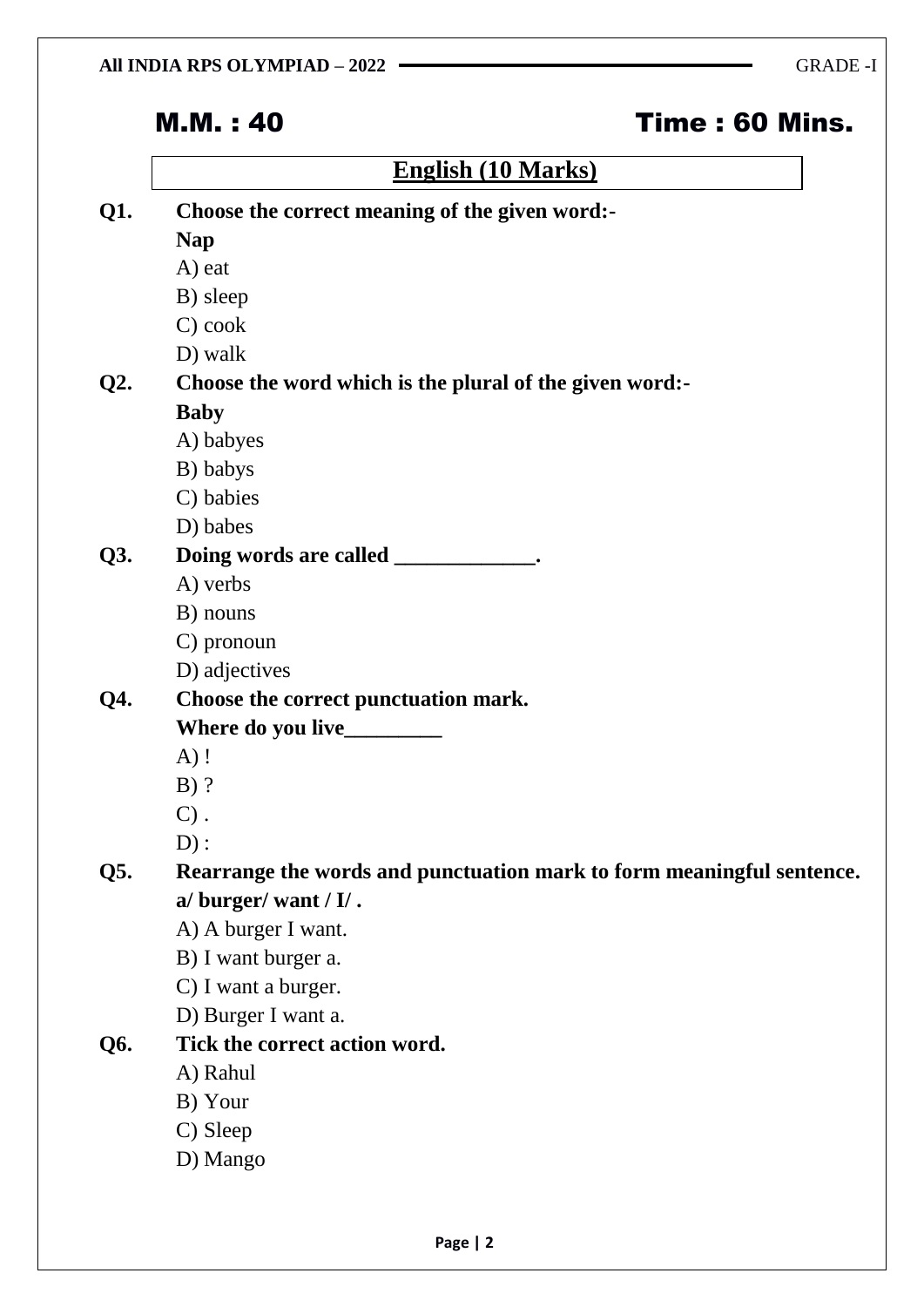M.M. : 40 Time : 60 Mins.

## English (10 Marks)

**Q1. Choose the correct meaning of the given word:-**
**Nap**
A) eat
B) sleep
C) cook
D) walk

**Q2. Choose the word which is the plural of the given word:-**
**Baby**
A) babyes
B) babys
C) babies
D) babes

**Q3. Doing words are called _____________.**
A) verbs
B) nouns
C) pronoun
D) adjectives

**Q4. Choose the correct punctuation mark.**
**Where do you live_________**
A) !
B) ?
C) .
D) :

**Q5. Rearrange the words and punctuation mark to form meaningful sentence.**
**a/ burger/ want / I/ .**
A) A burger I want.
B) I want burger a.
C) I want a burger.
D) Burger I want a.

**Q6. Tick the correct action word.**
A) Rahul
B) Your
C) Sleep
D) Mango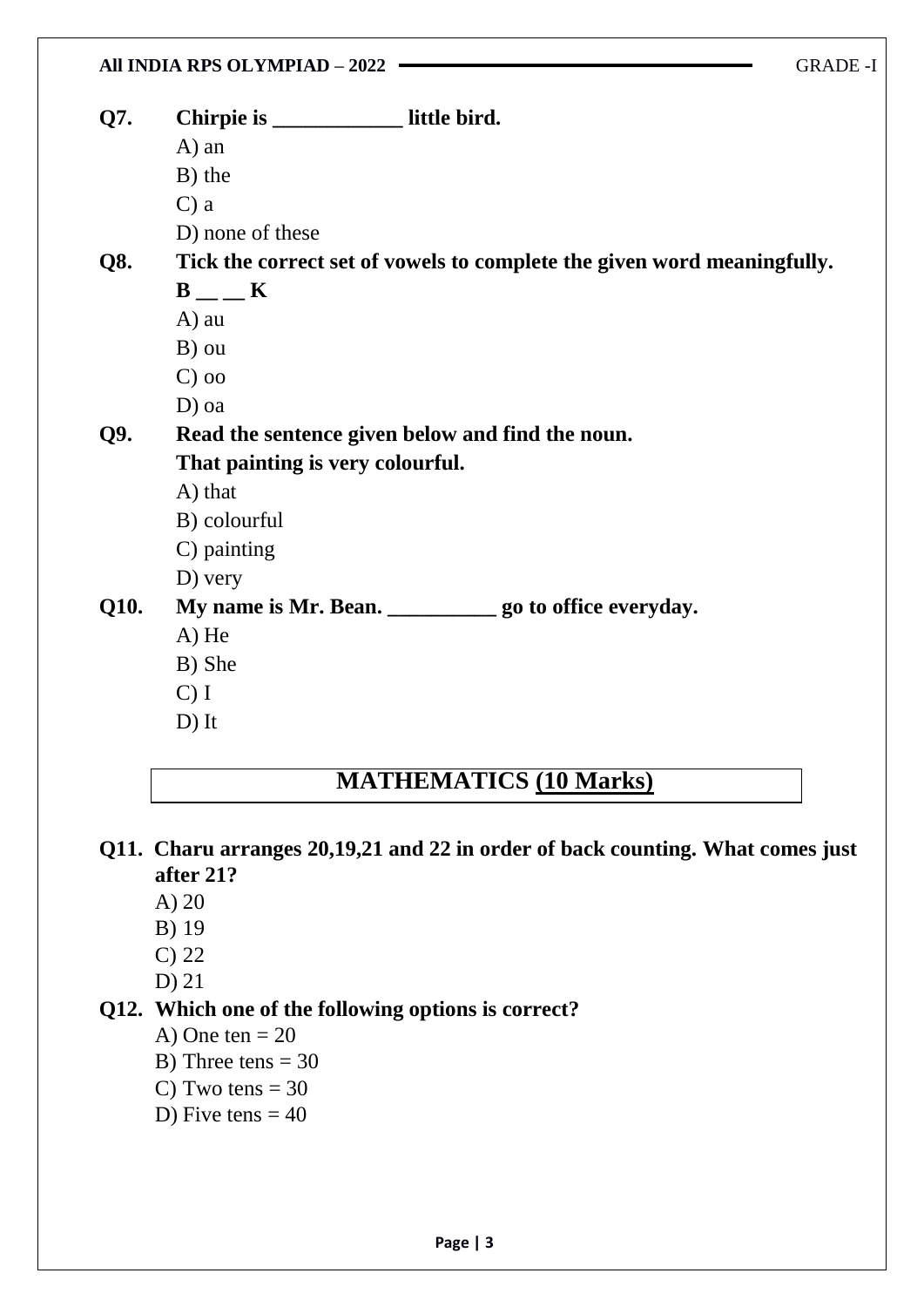**Q7. Chirpie is ____________ little bird.**

A) an
B) the
C) a
D) none of these

**Q8. Tick the correct set of vowels to complete the given word meaningfully.**
**B __ __ K**

A) au
B) ou
C) oo
D) oa

**Q9. Read the sentence given below and find the noun.**
**That painting is very colourful.**

A) that
B) colourful
C) painting
D) very

**Q10. My name is Mr. Bean. __________ go to office everyday.**

A) He
B) She
C) I
D) It

## MATHEMATICS (10 Marks)

**Q11. Charu arranges 20,19,21 and 22 in order of back counting. What comes just after 21?**

A) 20
B) 19
C) 22
D) 21

**Q12. Which one of the following options is correct?**

A) One ten = 20
B) Three tens = 30
C) Two tens = 30
D) Five tens = 40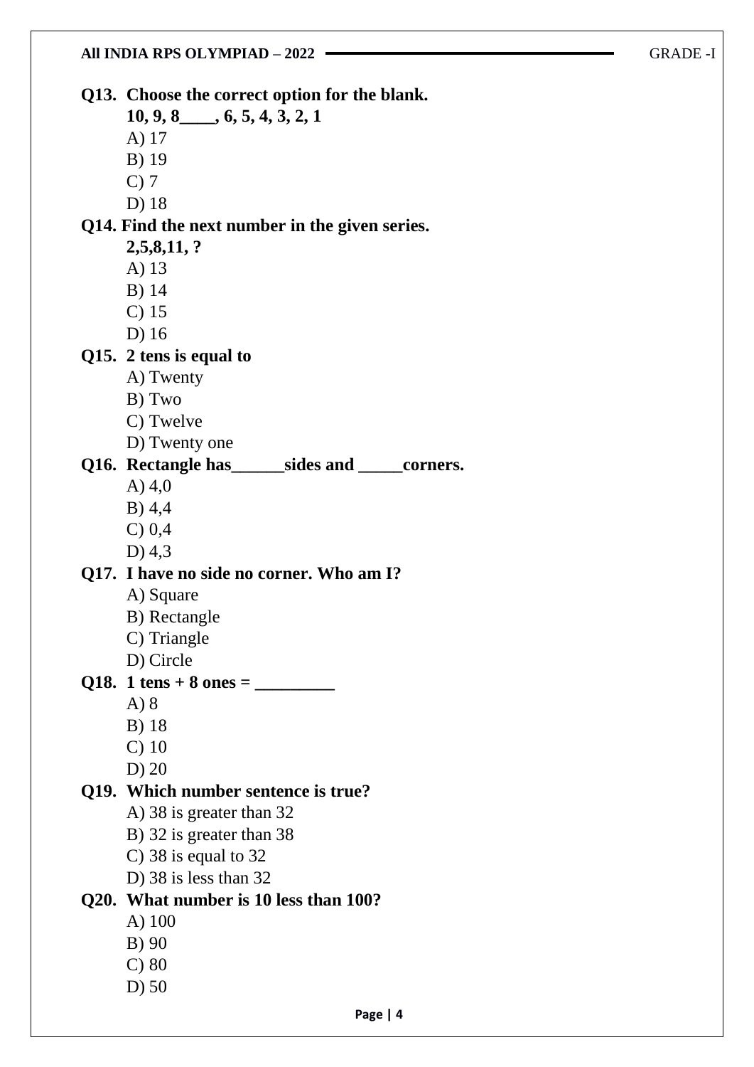**Q13. Choose the correct option for the blank.**

**10, 9, 8____, 6, 5, 4, 3, 2, 1**

A) 17

B) 19

C) 7

D) 18

**Q14. Find the next number in the given series.**

**2,5,8,11, ?**

A) 13

B) 14

C) 15

D) 16

**Q15. 2 tens is equal to**

A) Twenty

B) Two

C) Twelve

D) Twenty one

**Q16. Rectangle has______sides and _____corners.**

A) 4,0

B) 4,4

C) 0,4

D) 4,3

**Q17. I have no side no corner. Who am I?**

A) Square

B) Rectangle

C) Triangle

D) Circle

**Q18. 1 tens + 8 ones = _________**

A) 8

B) 18

C) 10

D) 20

**Q19. Which number sentence is true?**

A) 38 is greater than 32

B) 32 is greater than 38

C) 38 is equal to 32

D) 38 is less than 32

**Q20. What number is 10 less than 100?**

A) 100

B) 90

C) 80

D) 50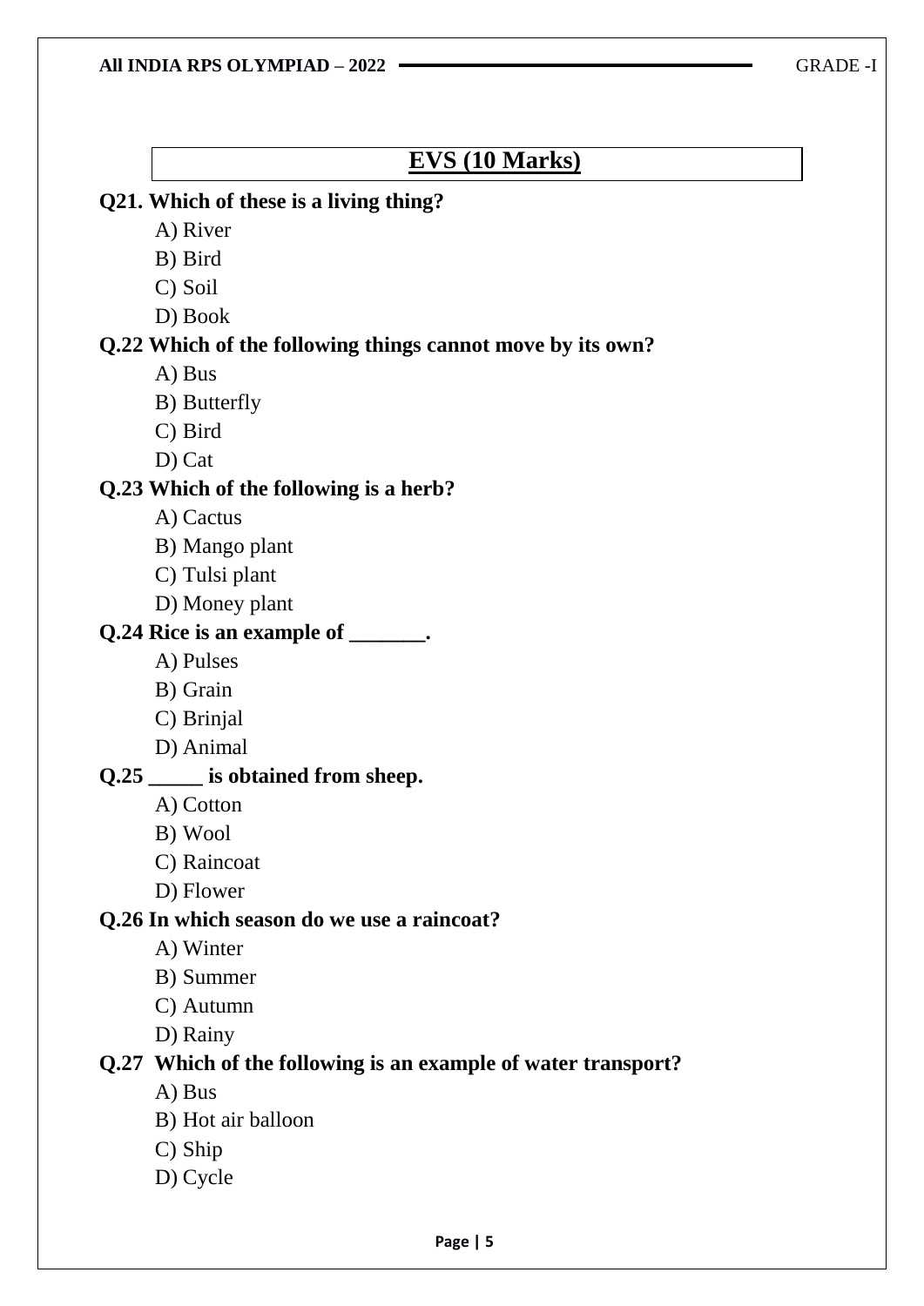## EVS (10 Marks)

**Q21. Which of these is a living thing?**

A) River
B) Bird
C) Soil
D) Book

**Q.22 Which of the following things cannot move by its own?**

A) Bus
B) Butterfly
C) Bird
D) Cat

**Q.23 Which of the following is a herb?**

A) Cactus
B) Mango plant
C) Tulsi plant
D) Money plant

**Q.24 Rice is an example of _______.**

A) Pulses
B) Grain
C) Brinjal
D) Animal

**Q.25 _____ is obtained from sheep.**

A) Cotton
B) Wool
C) Raincoat
D) Flower

**Q.26 In which season do we use a raincoat?**

A) Winter
B) Summer
C) Autumn
D) Rainy

**Q.27 Which of the following is an example of water transport?**

A) Bus
B) Hot air balloon
C) Ship
D) Cycle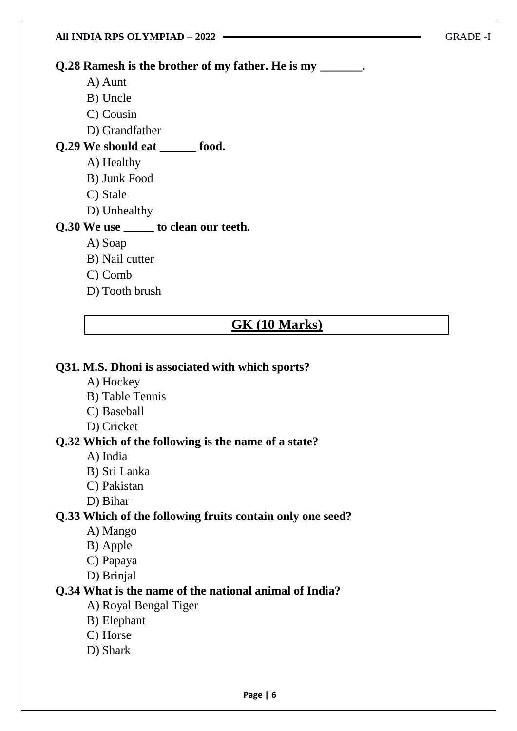**Q.28 Ramesh is the brother of my father. He is my _______.**

A) Aunt

B) Uncle

C) Cousin

D) Grandfather

**Q.29 We should eat ______ food.**

A) Healthy

B) Junk Food

C) Stale

D) Unhealthy

**Q.30 We use _____ to clean our teeth.**

A) Soap

B) Nail cutter

C) Comb

D) Tooth brush

## GK (10 Marks)

**Q31. M.S. Dhoni is associated with which sports?**

A) Hockey

B) Table Tennis

C) Baseball

D) Cricket

**Q.32 Which of the following is the name of a state?**

A) India

B) Sri Lanka

C) Pakistan

D) Bihar

**Q.33 Which of the following fruits contain only one seed?**

A) Mango

B) Apple

C) Papaya

D) Brinjal

**Q.34 What is the name of the national animal of India?**

A) Royal Bengal Tiger

B) Elephant

C) Horse

D) Shark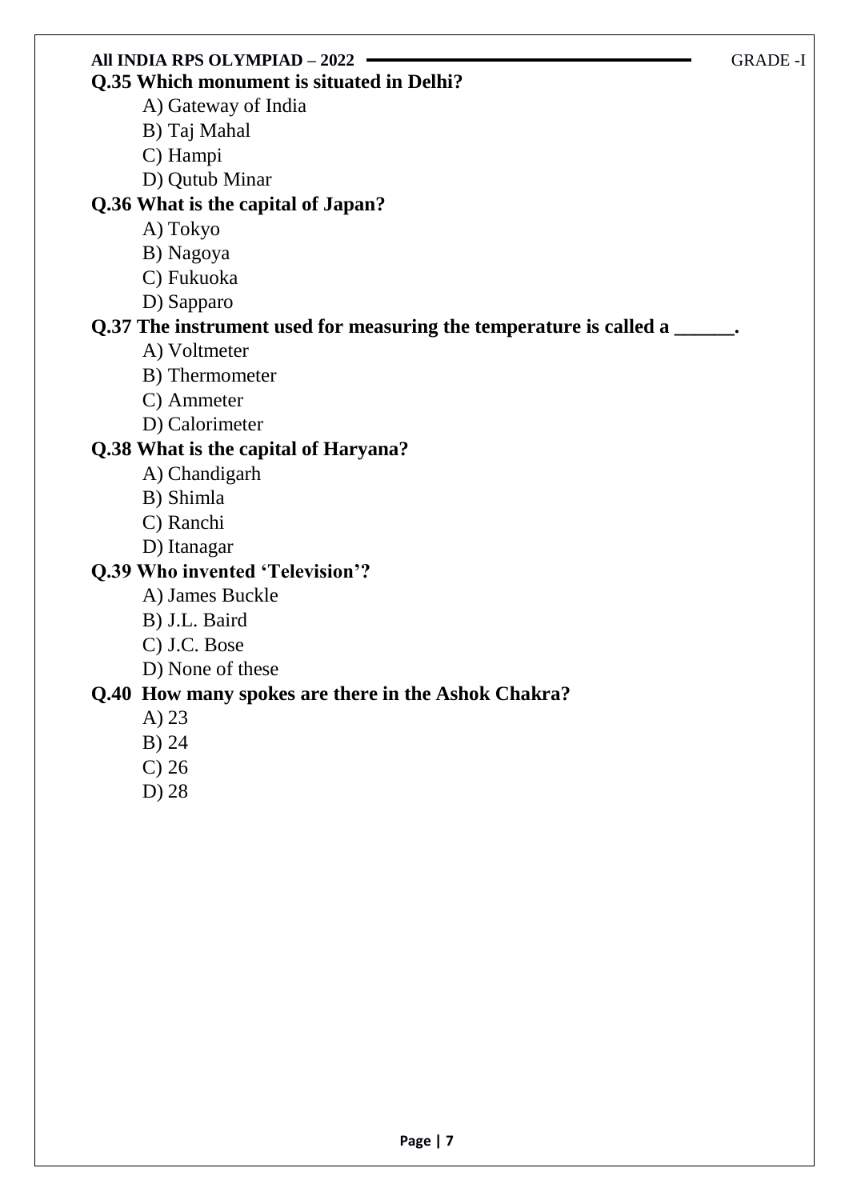**Q.35 Which monument is situated in Delhi?**

A) Gateway of India

B) Taj Mahal

C) Hampi

D) Qutub Minar

**Q.36 What is the capital of Japan?**

A) Tokyo

B) Nagoya

C) Fukuoka

D) Sapparo

**Q.37 The instrument used for measuring the temperature is called a ______.**

A) Voltmeter

B) Thermometer

C) Ammeter

D) Calorimeter

**Q.38 What is the capital of Haryana?**

A) Chandigarh

B) Shimla

C) Ranchi

D) Itanagar

**Q.39 Who invented 'Television'?**

A) James Buckle

B) J.L. Baird

C) J.C. Bose

D) None of these

**Q.40 How many spokes are there in the Ashok Chakra?**

A) 23

B) 24

C) 26

D) 28